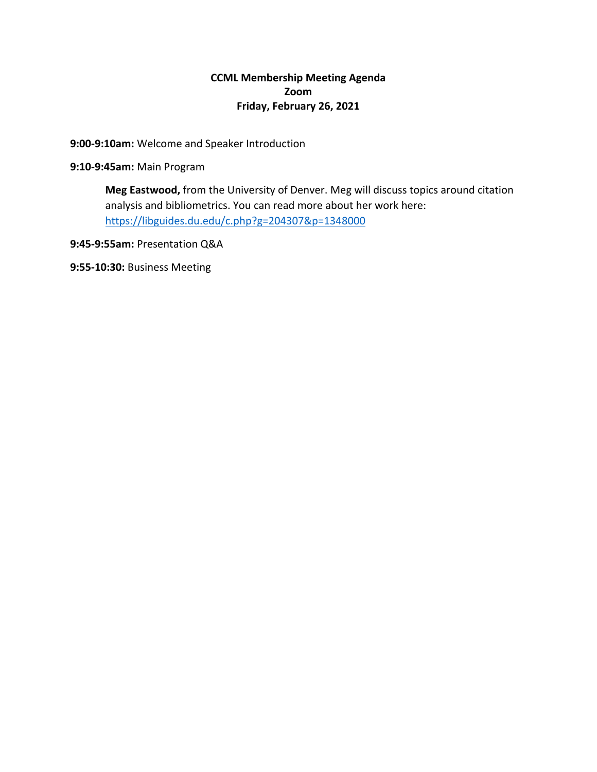**CCML Membership Meeting Agenda**
**Zoom**
**Friday, February 26, 2021**

**9:00-9:10am:** Welcome and Speaker Introduction

**9:10-9:45am:** Main Program

> **Meg Eastwood,** from the University of Denver. Meg will discuss topics around citation analysis and bibliometrics. You can read more about her work here: https://libguides.du.edu/c.php?g=204307&p=1348000

**9:45-9:55am:** Presentation Q&A

**9:55-10:30:** Business Meeting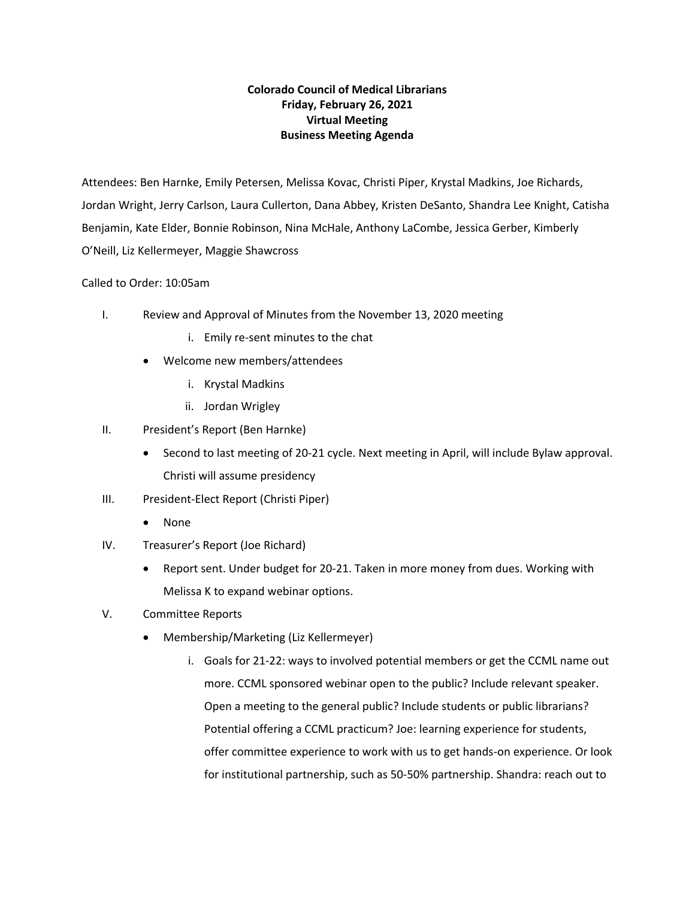**Colorado Council of Medical Librarians**
**Friday, February 26, 2021**
**Virtual Meeting**
**Business Meeting Agenda**

Attendees: Ben Harnke, Emily Petersen, Melissa Kovac, Christi Piper, Krystal Madkins, Joe Richards, Jordan Wright, Jerry Carlson, Laura Cullerton, Dana Abbey, Kristen DeSanto, Shandra Lee Knight, Catisha Benjamin, Kate Elder, Bonnie Robinson, Nina McHale, Anthony LaCombe, Jessica Gerber, Kimberly O'Neill, Liz Kellermeyer, Maggie Shawcross

Called to Order: 10:05am

I. Review and Approval of Minutes from the November 13, 2020 meeting
   i. Emily re-sent minutes to the chat
   - Welcome new members/attendees
     i. Krystal Madkins
     ii. Jordan Wrigley
II. President's Report (Ben Harnke)
   - Second to last meeting of 20-21 cycle. Next meeting in April, will include Bylaw approval. Christi will assume presidency
III. President-Elect Report (Christi Piper)
   - None
IV. Treasurer's Report (Joe Richard)
   - Report sent. Under budget for 20-21. Taken in more money from dues. Working with Melissa K to expand webinar options.
V. Committee Reports
   - Membership/Marketing (Liz Kellermeyer)
     i. Goals for 21-22: ways to involved potential members or get the CCML name out more. CCML sponsored webinar open to the public? Include relevant speaker. Open a meeting to the general public? Include students or public librarians? Potential offering a CCML practicum? Joe: learning experience for students, offer committee experience to work with us to get hands-on experience. Or look for institutional partnership, such as 50-50% partnership. Shandra: reach out to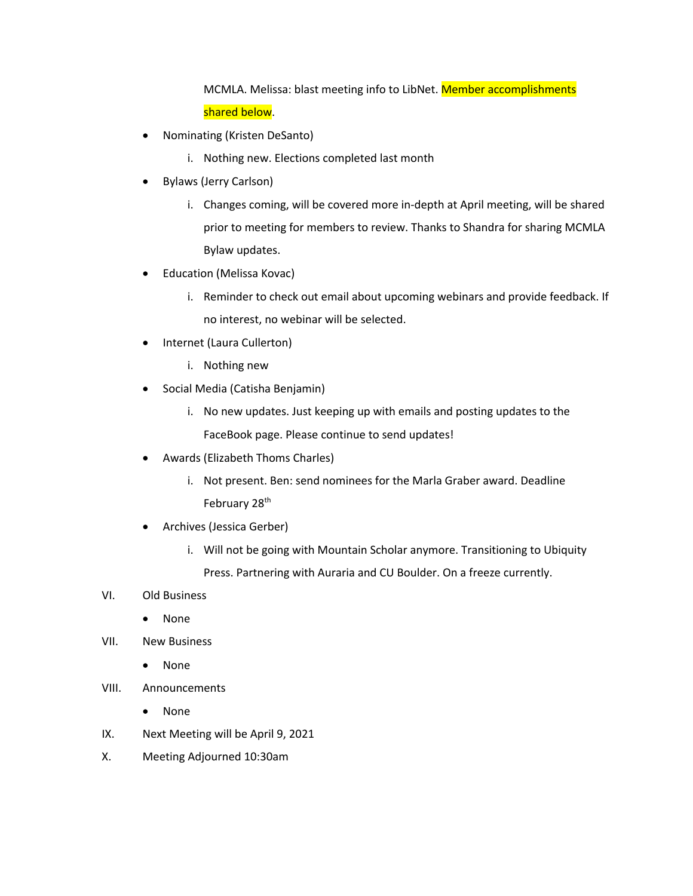MCMLA. Melissa: blast meeting info to LibNet. Member accomplishments shared below.

- Nominating (Kristen DeSanto)
    i. Nothing new. Elections completed last month
- Bylaws (Jerry Carlson)
    i. Changes coming, will be covered more in-depth at April meeting, will be shared prior to meeting for members to review. Thanks to Shandra for sharing MCMLA Bylaw updates.
- Education (Melissa Kovac)
    i. Reminder to check out email about upcoming webinars and provide feedback. If no interest, no webinar will be selected.
- Internet (Laura Cullerton)
    i. Nothing new
- Social Media (Catisha Benjamin)
    i. No new updates. Just keeping up with emails and posting updates to the FaceBook page. Please continue to send updates!
- Awards (Elizabeth Thoms Charles)
    i. Not present. Ben: send nominees for the Marla Graber award. Deadline February 28th
- Archives (Jessica Gerber)
    i. Will not be going with Mountain Scholar anymore. Transitioning to Ubiquity Press. Partnering with Auraria and CU Boulder. On a freeze currently.

VI. Old Business

- None

VII. New Business

- None

VIII. Announcements

- None

IX. Next Meeting will be April 9, 2021

X. Meeting Adjourned 10:30am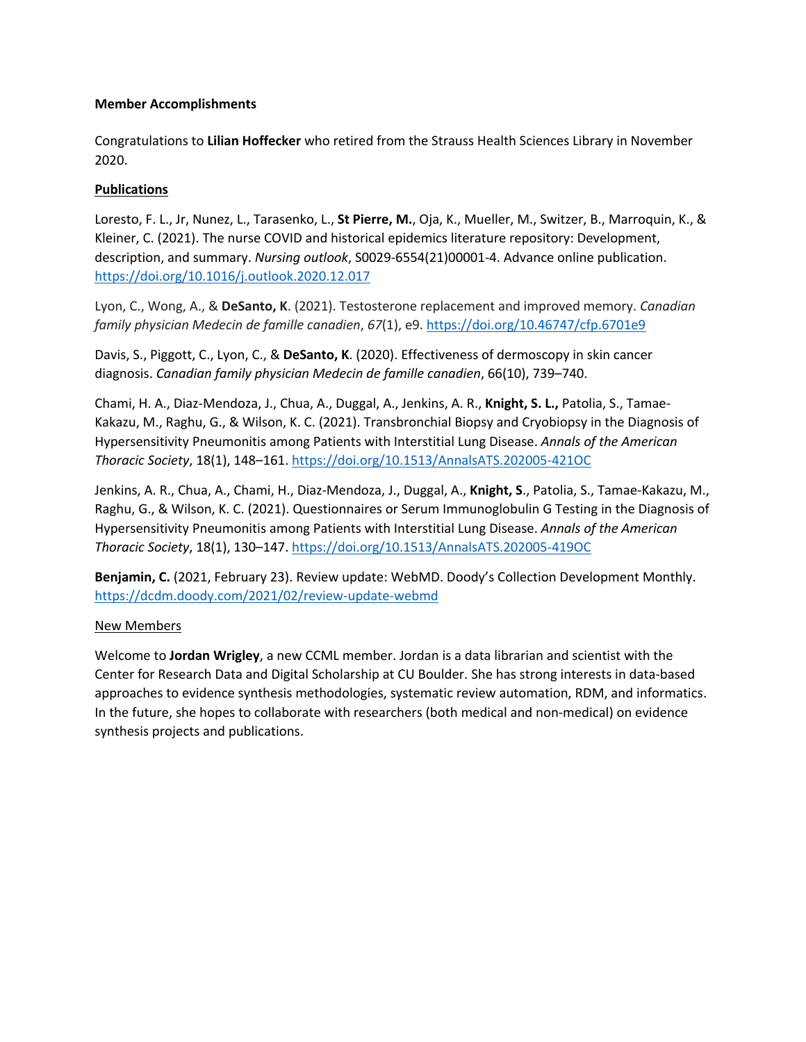**Member Accomplishments**

Congratulations to **Lilian Hoffecker** who retired from the Strauss Health Sciences Library in November 2020.

**Publications**

Loresto, F. L., Jr, Nunez, L., Tarasenko, L., **St Pierre, M.**, Oja, K., Mueller, M., Switzer, B., Marroquin, K., & Kleiner, C. (2021). The nurse COVID and historical epidemics literature repository: Development, description, and summary. *Nursing outlook*, S0029-6554(21)00001-4. Advance online publication. https://doi.org/10.1016/j.outlook.2020.12.017

Lyon, C., Wong, A., & **DeSanto, K**. (2021). Testosterone replacement and improved memory. *Canadian family physician Medecin de famille canadien*, *67*(1), e9. https://doi.org/10.46747/cfp.6701e9

Davis, S., Piggott, C., Lyon, C., & **DeSanto, K**. (2020). Effectiveness of dermoscopy in skin cancer diagnosis. *Canadian family physician Medecin de famille canadien*, 66(10), 739–740.

Chami, H. A., Diaz-Mendoza, J., Chua, A., Duggal, A., Jenkins, A. R., **Knight, S. L.,** Patolia, S., Tamae-Kakazu, M., Raghu, G., & Wilson, K. C. (2021). Transbronchial Biopsy and Cryobiopsy in the Diagnosis of Hypersensitivity Pneumonitis among Patients with Interstitial Lung Disease. *Annals of the American Thoracic Society*, 18(1), 148–161. https://doi.org/10.1513/AnnalsATS.202005-421OC

Jenkins, A. R., Chua, A., Chami, H., Diaz-Mendoza, J., Duggal, A., **Knight, S**., Patolia, S., Tamae-Kakazu, M., Raghu, G., & Wilson, K. C. (2021). Questionnaires or Serum Immunoglobulin G Testing in the Diagnosis of Hypersensitivity Pneumonitis among Patients with Interstitial Lung Disease. *Annals of the American Thoracic Society*, 18(1), 130–147. https://doi.org/10.1513/AnnalsATS.202005-419OC

**Benjamin, C.** (2021, February 23). Review update: WebMD. Doody's Collection Development Monthly. https://dcdm.doody.com/2021/02/review-update-webmd

New Members

Welcome to **Jordan Wrigley**, a new CCML member. Jordan is a data librarian and scientist with the Center for Research Data and Digital Scholarship at CU Boulder. She has strong interests in data-based approaches to evidence synthesis methodologies, systematic review automation, RDM, and informatics. In the future, she hopes to collaborate with researchers (both medical and non-medical) on evidence synthesis projects and publications.